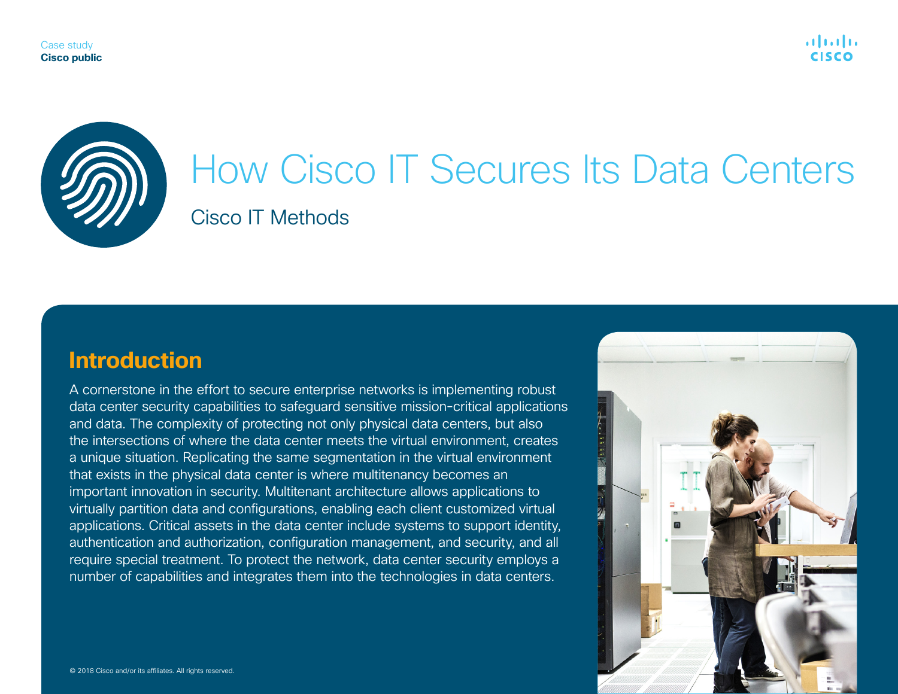Case study
**Cisco public**

# How Cisco IT Secures Its Data Centers

Cisco IT Methods

## Introduction

A cornerstone in the effort to secure enterprise networks is implementing robust data center security capabilities to safeguard sensitive mission-critical applications and data. The complexity of protecting not only physical data centers, but also the intersections of where the data center meets the virtual environment, creates a unique situation. Replicating the same segmentation in the virtual environment that exists in the physical data center is where multitenancy becomes an important innovation in security. Multitenant architecture allows applications to virtually partition data and configurations, enabling each client customized virtual applications. Critical assets in the data center include systems to support identity, authentication and authorization, configuration management, and security, and all require special treatment. To protect the network, data center security employs a number of capabilities and integrates them into the technologies in data centers.

© 2018 Cisco and/or its affiliates. All rights reserved.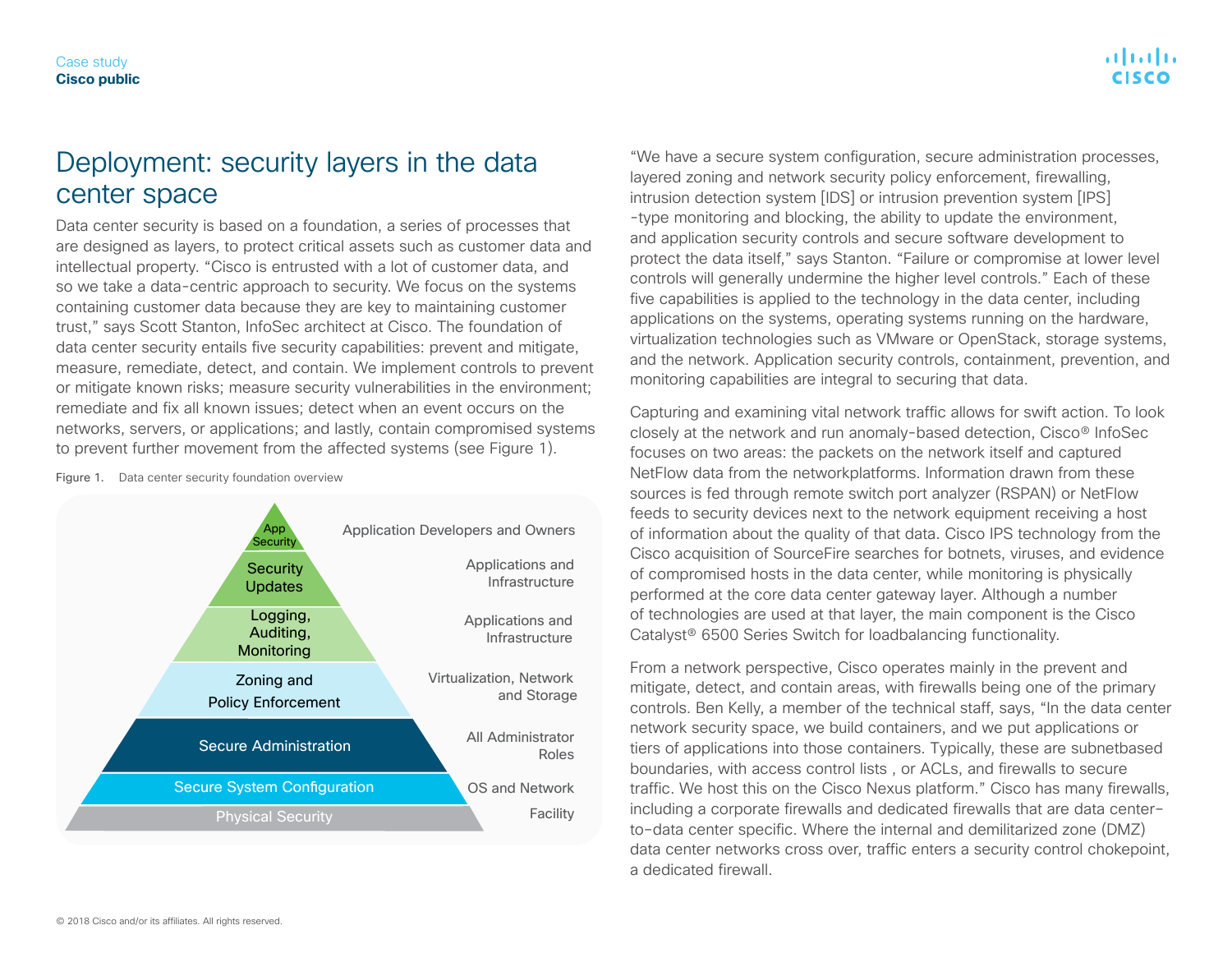# Deployment: security layers in the data center space

Data center security is based on a foundation, a series of processes that are designed as layers, to protect critical assets such as customer data and intellectual property. "Cisco is entrusted with a lot of customer data, and so we take a data-centric approach to security. We focus on the systems containing customer data because they are key to maintaining customer trust," says Scott Stanton, InfoSec architect at Cisco. The foundation of data center security entails five security capabilities: prevent and mitigate, measure, remediate, detect, and contain. We implement controls to prevent or mitigate known risks; measure security vulnerabilities in the environment; remediate and fix all known issues; detect when an event occurs on the networks, servers, or applications; and lastly, contain compromised systems to prevent further movement from the affected systems (see Figure 1).

Figure 1. Data center security foundation overview

| Layer | Scope |
| --- | --- |
| App Security | Application Developers and Owners |
| Security Updates | Applications and Infrastructure |
| Logging, Auditing, Monitoring | Applications and Infrastructure |
| Zoning and Policy Enforcement | Virtualization, Network and Storage |
| Secure Administration | All Administrator Roles |
| Secure System Configuration | OS and Network |
| Physical Security | Facility |

"We have a secure system configuration, secure administration processes, layered zoning and network security policy enforcement, firewalling, intrusion detection system [IDS] or intrusion prevention system [IPS] -type monitoring and blocking, the ability to update the environment, and application security controls and secure software development to protect the data itself," says Stanton. "Failure or compromise at lower level controls will generally undermine the higher level controls." Each of these five capabilities is applied to the technology in the data center, including applications on the systems, operating systems running on the hardware, virtualization technologies such as VMware or OpenStack, storage systems, and the network. Application security controls, containment, prevention, and monitoring capabilities are integral to securing that data.

Capturing and examining vital network traffic allows for swift action. To look closely at the network and run anomaly-based detection, Cisco® InfoSec focuses on two areas: the packets on the network itself and captured NetFlow data from the networkplatforms. Information drawn from these sources is fed through remote switch port analyzer (RSPAN) or NetFlow feeds to security devices next to the network equipment receiving a host of information about the quality of that data. Cisco IPS technology from the Cisco acquisition of SourceFire searches for botnets, viruses, and evidence of compromised hosts in the data center, while monitoring is physically performed at the core data center gateway layer. Although a number of technologies are used at that layer, the main component is the Cisco Catalyst® 6500 Series Switch for loadbalancing functionality.

From a network perspective, Cisco operates mainly in the prevent and mitigate, detect, and contain areas, with firewalls being one of the primary controls. Ben Kelly, a member of the technical staff, says, "In the data center network security space, we build containers, and we put applications or tiers of applications into those containers. Typically, these are subnetbased boundaries, with access control lists , or ACLs, and firewalls to secure traffic. We host this on the Cisco Nexus platform." Cisco has many firewalls, including a corporate firewalls and dedicated firewalls that are data center–to–data center specific. Where the internal and demilitarized zone (DMZ) data center networks cross over, traffic enters a security control chokepoint, a dedicated firewall.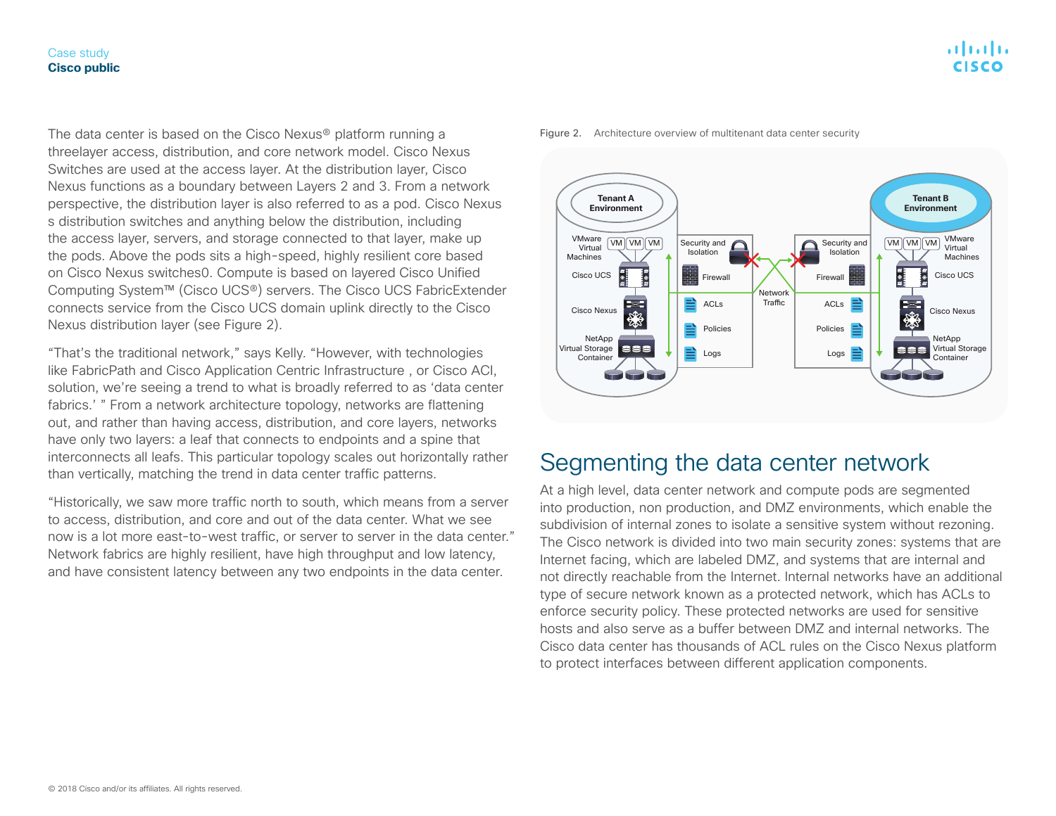The data center is based on the Cisco Nexus® platform running a threelayer access, distribution, and core network model. Cisco Nexus Switches are used at the access layer. At the distribution layer, Cisco Nexus functions as a boundary between Layers 2 and 3. From a network perspective, the distribution layer is also referred to as a pod. Cisco Nexus s distribution switches and anything below the distribution, including the access layer, servers, and storage connected to that layer, make up the pods. Above the pods sits a high-speed, highly resilient core based on Cisco Nexus switches0. Compute is based on layered Cisco Unified Computing System™ (Cisco UCS®) servers. The Cisco UCS FabricExtender connects service from the Cisco UCS domain uplink directly to the Cisco Nexus distribution layer (see Figure 2).

"That's the traditional network," says Kelly. "However, with technologies like FabricPath and Cisco Application Centric Infrastructure , or Cisco ACI, solution, we're seeing a trend to what is broadly referred to as 'data center fabrics.' " From a network architecture topology, networks are flattening out, and rather than having access, distribution, and core layers, networks have only two layers: a leaf that connects to endpoints and a spine that interconnects all leafs. This particular topology scales out horizontally rather than vertically, matching the trend in data center traffic patterns.

"Historically, we saw more traffic north to south, which means from a server to access, distribution, and core and out of the data center. What we see now is a lot more east-to-west traffic, or server to server in the data center." Network fabrics are highly resilient, have high throughput and low latency, and have consistent latency between any two endpoints in the data center.

Figure 2. Architecture overview of multitenant data center security

## Segmenting the data center network

At a high level, data center network and compute pods are segmented into production, non production, and DMZ environments, which enable the subdivision of internal zones to isolate a sensitive system without rezoning. The Cisco network is divided into two main security zones: systems that are Internet facing, which are labeled DMZ, and systems that are internal and not directly reachable from the Internet. Internal networks have an additional type of secure network known as a protected network, which has ACLs to enforce security policy. These protected networks are used for sensitive hosts and also serve as a buffer between DMZ and internal networks. The Cisco data center has thousands of ACL rules on the Cisco Nexus platform to protect interfaces between different application components.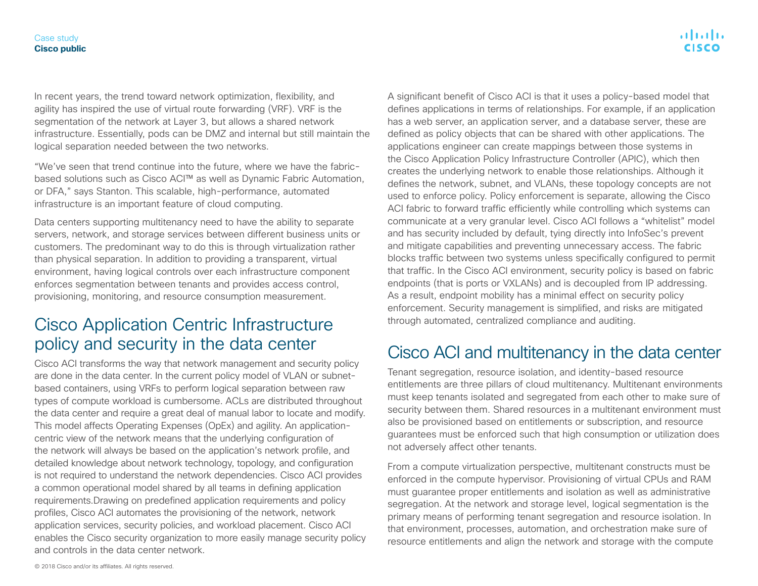In recent years, the trend toward network optimization, flexibility, and agility has inspired the use of virtual route forwarding (VRF). VRF is the segmentation of the network at Layer 3, but allows a shared network infrastructure. Essentially, pods can be DMZ and internal but still maintain the logical separation needed between the two networks.

"We've seen that trend continue into the future, where we have the fabric-based solutions such as Cisco ACI™ as well as Dynamic Fabric Automation, or DFA," says Stanton. This scalable, high-performance, automated infrastructure is an important feature of cloud computing.

Data centers supporting multitenancy need to have the ability to separate servers, network, and storage services between different business units or customers. The predominant way to do this is through virtualization rather than physical separation. In addition to providing a transparent, virtual environment, having logical controls over each infrastructure component enforces segmentation between tenants and provides access control, provisioning, monitoring, and resource consumption measurement.

## Cisco Application Centric Infrastructure policy and security in the data center

Cisco ACI transforms the way that network management and security policy are done in the data center. In the current policy model of VLAN or subnet-based containers, using VRFs to perform logical separation between raw types of compute workload is cumbersome. ACLs are distributed throughout the data center and require a great deal of manual labor to locate and modify. This model affects Operating Expenses (OpEx) and agility. An application-centric view of the network means that the underlying configuration of the network will always be based on the application's network profile, and detailed knowledge about network technology, topology, and configuration is not required to understand the network dependencies. Cisco ACI provides a common operational model shared by all teams in defining application requirements.Drawing on predefined application requirements and policy profiles, Cisco ACI automates the provisioning of the network, network application services, security policies, and workload placement. Cisco ACI enables the Cisco security organization to more easily manage security policy and controls in the data center network.

A significant benefit of Cisco ACI is that it uses a policy-based model that defines applications in terms of relationships. For example, if an application has a web server, an application server, and a database server, these are defined as policy objects that can be shared with other applications. The applications engineer can create mappings between those systems in the Cisco Application Policy Infrastructure Controller (APIC), which then creates the underlying network to enable those relationships. Although it defines the network, subnet, and VLANs, these topology concepts are not used to enforce policy. Policy enforcement is separate, allowing the Cisco ACI fabric to forward traffic efficiently while controlling which systems can communicate at a very granular level. Cisco ACI follows a "whitelist" model and has security included by default, tying directly into InfoSec's prevent and mitigate capabilities and preventing unnecessary access. The fabric blocks traffic between two systems unless specifically configured to permit that traffic. In the Cisco ACI environment, security policy is based on fabric endpoints (that is ports or VXLANs) and is decoupled from IP addressing. As a result, endpoint mobility has a minimal effect on security policy enforcement. Security management is simplified, and risks are mitigated through automated, centralized compliance and auditing.

## Cisco ACI and multitenancy in the data center

Tenant segregation, resource isolation, and identity-based resource entitlements are three pillars of cloud multitenancy. Multitenant environments must keep tenants isolated and segregated from each other to make sure of security between them. Shared resources in a multitenant environment must also be provisioned based on entitlements or subscription, and resource guarantees must be enforced such that high consumption or utilization does not adversely affect other tenants.

From a compute virtualization perspective, multitenant constructs must be enforced in the compute hypervisor. Provisioning of virtual CPUs and RAM must guarantee proper entitlements and isolation as well as administrative segregation. At the network and storage level, logical segmentation is the primary means of performing tenant segregation and resource isolation. In that environment, processes, automation, and orchestration make sure of resource entitlements and align the network and storage with the compute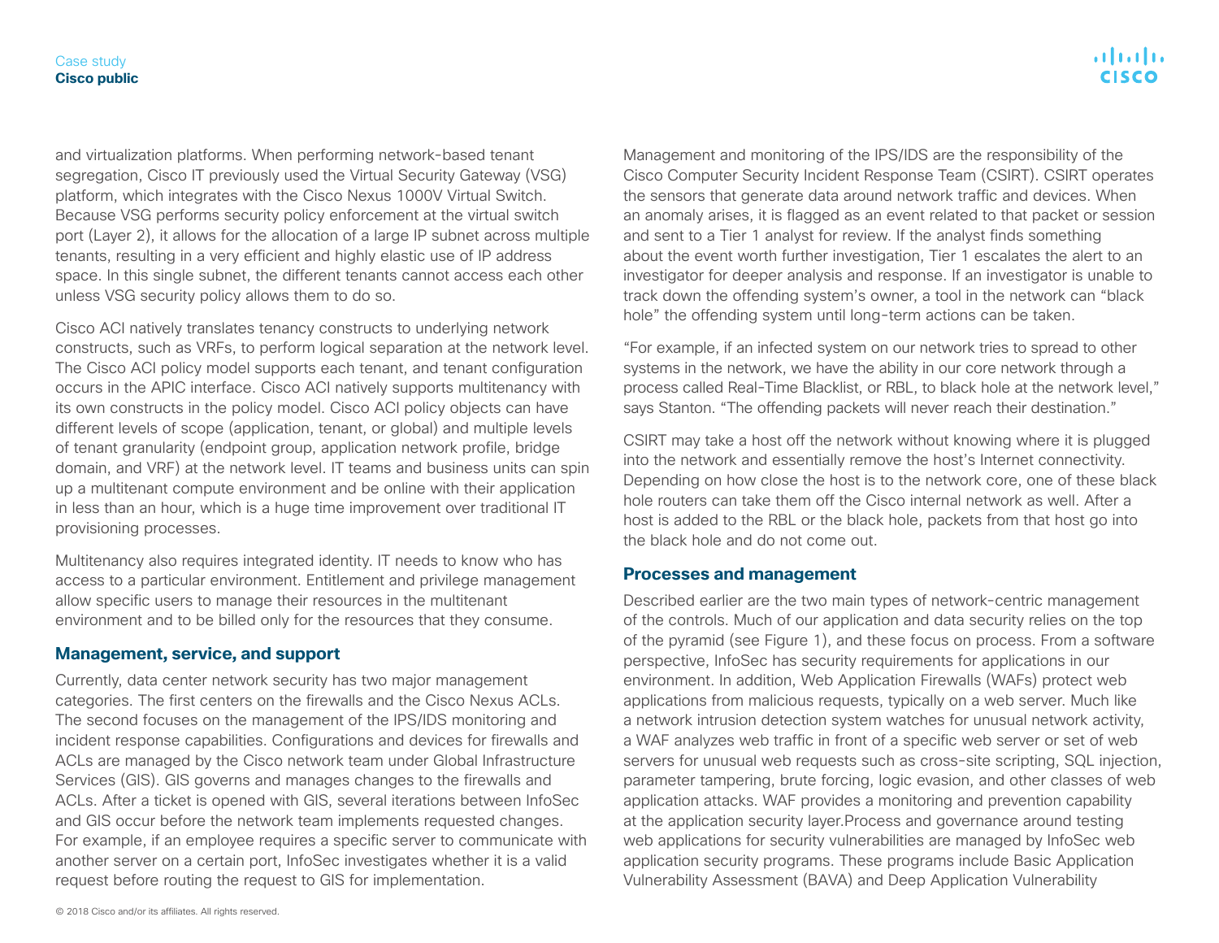and virtualization platforms. When performing network-based tenant segregation, Cisco IT previously used the Virtual Security Gateway (VSG) platform, which integrates with the Cisco Nexus 1000V Virtual Switch. Because VSG performs security policy enforcement at the virtual switch port (Layer 2), it allows for the allocation of a large IP subnet across multiple tenants, resulting in a very efficient and highly elastic use of IP address space. In this single subnet, the different tenants cannot access each other unless VSG security policy allows them to do so.

Cisco ACI natively translates tenancy constructs to underlying network constructs, such as VRFs, to perform logical separation at the network level. The Cisco ACI policy model supports each tenant, and tenant configuration occurs in the APIC interface. Cisco ACI natively supports multitenancy with its own constructs in the policy model. Cisco ACI policy objects can have different levels of scope (application, tenant, or global) and multiple levels of tenant granularity (endpoint group, application network profile, bridge domain, and VRF) at the network level. IT teams and business units can spin up a multitenant compute environment and be online with their application in less than an hour, which is a huge time improvement over traditional IT provisioning processes.

Multitenancy also requires integrated identity. IT needs to know who has access to a particular environment. Entitlement and privilege management allow specific users to manage their resources in the multitenant environment and to be billed only for the resources that they consume.

## Management, service, and support

Currently, data center network security has two major management categories. The first centers on the firewalls and the Cisco Nexus ACLs. The second focuses on the management of the IPS/IDS monitoring and incident response capabilities. Configurations and devices for firewalls and ACLs are managed by the Cisco network team under Global Infrastructure Services (GIS). GIS governs and manages changes to the firewalls and ACLs. After a ticket is opened with GIS, several iterations between InfoSec and GIS occur before the network team implements requested changes. For example, if an employee requires a specific server to communicate with another server on a certain port, InfoSec investigates whether it is a valid request before routing the request to GIS for implementation.

Management and monitoring of the IPS/IDS are the responsibility of the Cisco Computer Security Incident Response Team (CSIRT). CSIRT operates the sensors that generate data around network traffic and devices. When an anomaly arises, it is flagged as an event related to that packet or session and sent to a Tier 1 analyst for review. If the analyst finds something about the event worth further investigation, Tier 1 escalates the alert to an investigator for deeper analysis and response. If an investigator is unable to track down the offending system's owner, a tool in the network can "black hole" the offending system until long-term actions can be taken.

"For example, if an infected system on our network tries to spread to other systems in the network, we have the ability in our core network through a process called Real-Time Blacklist, or RBL, to black hole at the network level," says Stanton. "The offending packets will never reach their destination."

CSIRT may take a host off the network without knowing where it is plugged into the network and essentially remove the host's Internet connectivity. Depending on how close the host is to the network core, one of these black hole routers can take them off the Cisco internal network as well. After a host is added to the RBL or the black hole, packets from that host go into the black hole and do not come out.

## Processes and management

Described earlier are the two main types of network-centric management of the controls. Much of our application and data security relies on the top of the pyramid (see Figure 1), and these focus on process. From a software perspective, InfoSec has security requirements for applications in our environment. In addition, Web Application Firewalls (WAFs) protect web applications from malicious requests, typically on a web server. Much like a network intrusion detection system watches for unusual network activity, a WAF analyzes web traffic in front of a specific web server or set of web servers for unusual web requests such as cross-site scripting, SQL injection, parameter tampering, brute forcing, logic evasion, and other classes of web application attacks. WAF provides a monitoring and prevention capability at the application security layer.Process and governance around testing web applications for security vulnerabilities are managed by InfoSec web application security programs. These programs include Basic Application Vulnerability Assessment (BAVA) and Deep Application Vulnerability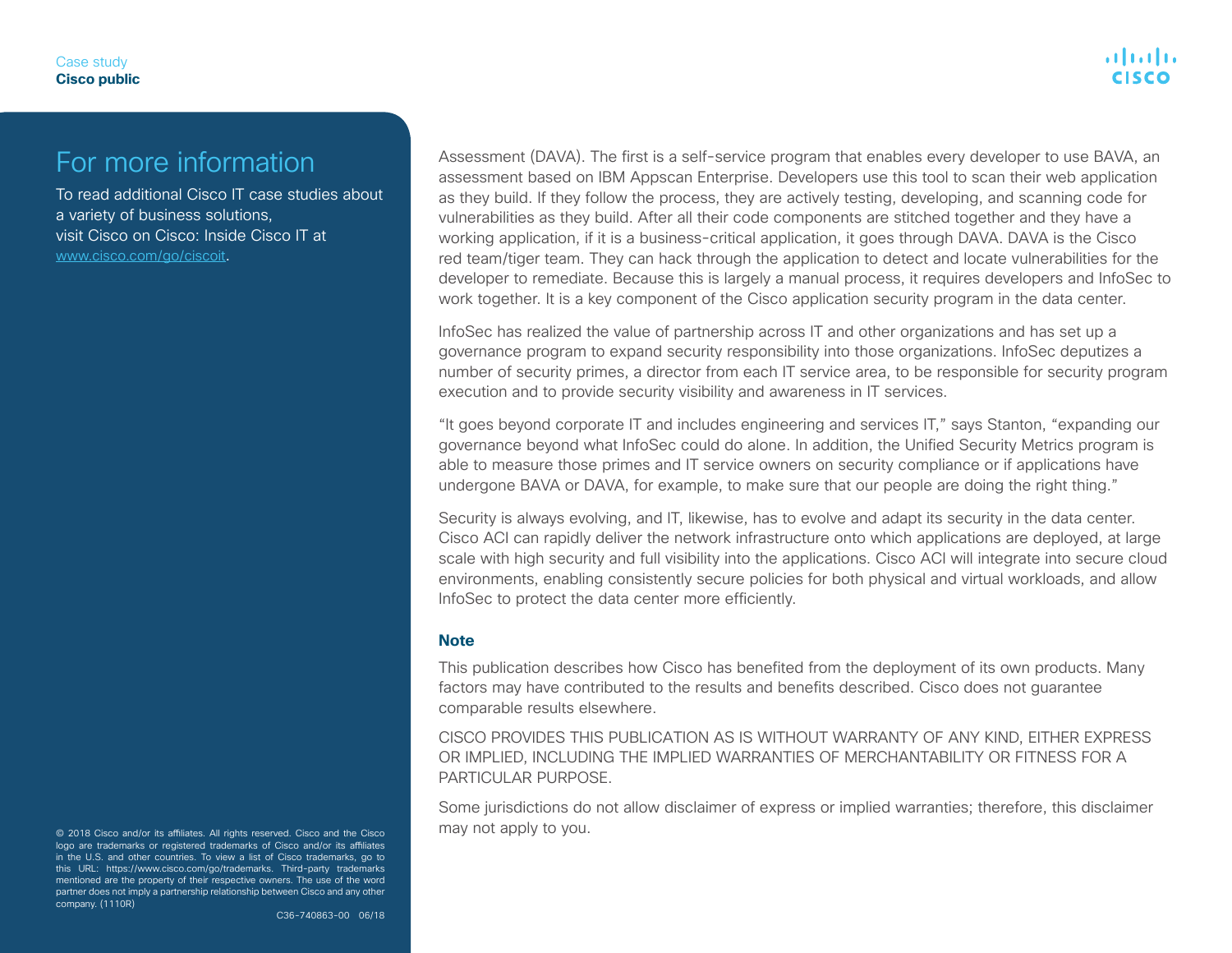## For more information

To read additional Cisco IT case studies about a variety of business solutions, visit Cisco on Cisco: Inside Cisco IT at www.cisco.com/go/ciscoit.

© 2018 Cisco and/or its affiliates. All rights reserved. Cisco and the Cisco logo are trademarks or registered trademarks of Cisco and/or its affiliates in the U.S. and other countries. To view a list of Cisco trademarks, go to this URL: https://www.cisco.com/go/trademarks. Third-party trademarks mentioned are the property of their respective owners. The use of the word partner does not imply a partnership relationship between Cisco and any other company. (1110R)

C36-740863-00 06/18

Assessment (DAVA). The first is a self-service program that enables every developer to use BAVA, an assessment based on IBM Appscan Enterprise. Developers use this tool to scan their web application as they build. If they follow the process, they are actively testing, developing, and scanning code for vulnerabilities as they build. After all their code components are stitched together and they have a working application, if it is a business-critical application, it goes through DAVA. DAVA is the Cisco red team/tiger team. They can hack through the application to detect and locate vulnerabilities for the developer to remediate. Because this is largely a manual process, it requires developers and InfoSec to work together. It is a key component of the Cisco application security program in the data center.

InfoSec has realized the value of partnership across IT and other organizations and has set up a governance program to expand security responsibility into those organizations. InfoSec deputizes a number of security primes, a director from each IT service area, to be responsible for security program execution and to provide security visibility and awareness in IT services.

"It goes beyond corporate IT and includes engineering and services IT," says Stanton, "expanding our governance beyond what InfoSec could do alone. In addition, the Unified Security Metrics program is able to measure those primes and IT service owners on security compliance or if applications have undergone BAVA or DAVA, for example, to make sure that our people are doing the right thing."

Security is always evolving, and IT, likewise, has to evolve and adapt its security in the data center. Cisco ACI can rapidly deliver the network infrastructure onto which applications are deployed, at large scale with high security and full visibility into the applications. Cisco ACI will integrate into secure cloud environments, enabling consistently secure policies for both physical and virtual workloads, and allow InfoSec to protect the data center more efficiently.

### Note

This publication describes how Cisco has benefited from the deployment of its own products. Many factors may have contributed to the results and benefits described. Cisco does not guarantee comparable results elsewhere.

CISCO PROVIDES THIS PUBLICATION AS IS WITHOUT WARRANTY OF ANY KIND, EITHER EXPRESS OR IMPLIED, INCLUDING THE IMPLIED WARRANTIES OF MERCHANTABILITY OR FITNESS FOR A PARTICULAR PURPOSE.

Some jurisdictions do not allow disclaimer of express or implied warranties; therefore, this disclaimer may not apply to you.